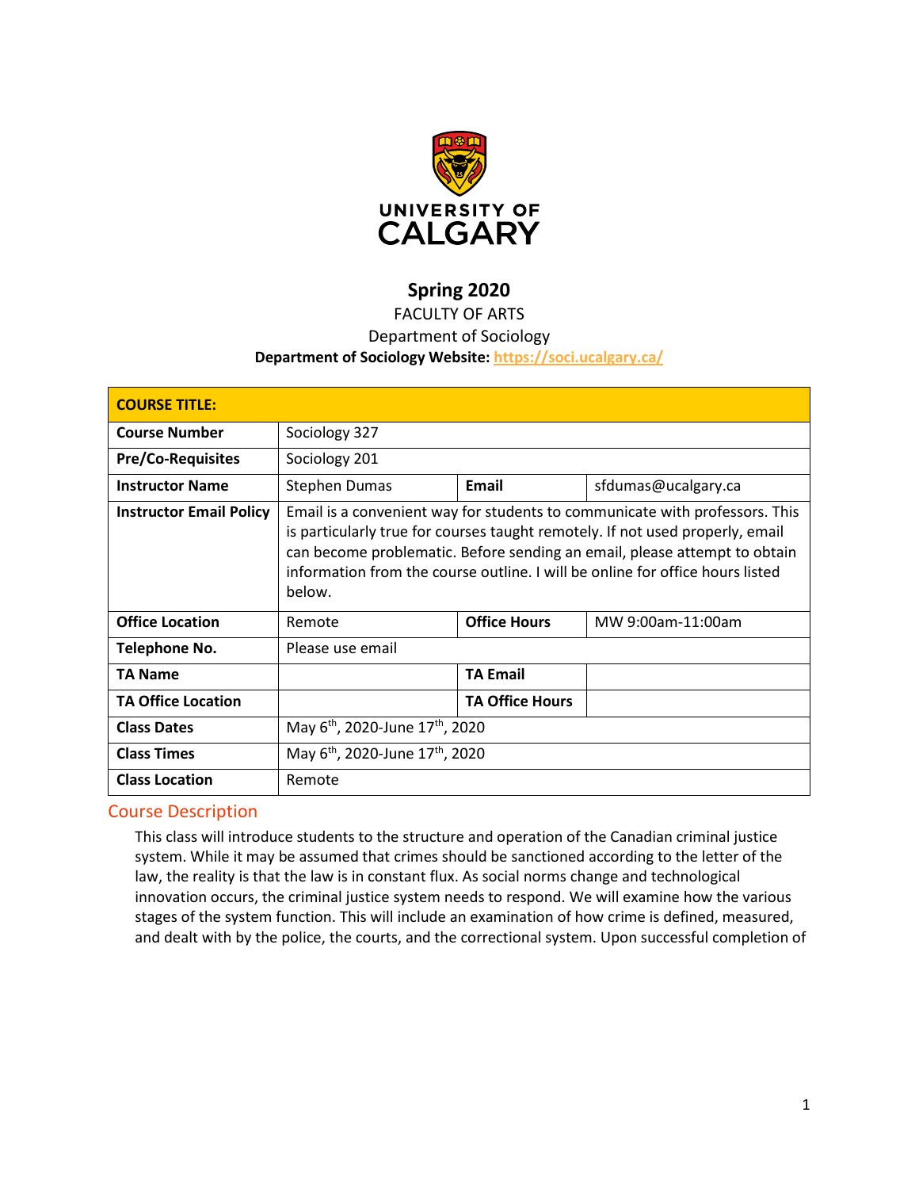UNIVERSITY OF CALGARY

# Spring 2020

FACULTY OF ARTS

Department of Sociology

**Department of Sociology Website: https://soci.ucalgary.ca/**

| **COURSE TITLE:** | | | |
|---|---|---|---|
| **Course Number** | Sociology 327 | | |
| **Pre/Co-Requisites** | Sociology 201 | | |
| **Instructor Name** | Stephen Dumas | **Email** | sfdumas@ucalgary.ca |
| **Instructor Email Policy** | Email is a convenient way for students to communicate with professors. This is particularly true for courses taught remotely. If not used properly, email can become problematic. Before sending an email, please attempt to obtain information from the course outline. I will be online for office hours listed below. | | |
| **Office Location** | Remote | **Office Hours** | MW 9:00am-11:00am |
| **Telephone No.** | Please use email | | |
| **TA Name** | | **TA Email** | |
| **TA Office Location** | | **TA Office Hours** | |
| **Class Dates** | May 6th, 2020-June 17th, 2020 | | |
| **Class Times** | May 6th, 2020-June 17th, 2020 | | |
| **Class Location** | Remote | | |

## Course Description

This class will introduce students to the structure and operation of the Canadian criminal justice system. While it may be assumed that crimes should be sanctioned according to the letter of the law, the reality is that the law is in constant flux. As social norms change and technological innovation occurs, the criminal justice system needs to respond. We will examine how the various stages of the system function. This will include an examination of how crime is defined, measured, and dealt with by the police, the courts, and the correctional system. Upon successful completion of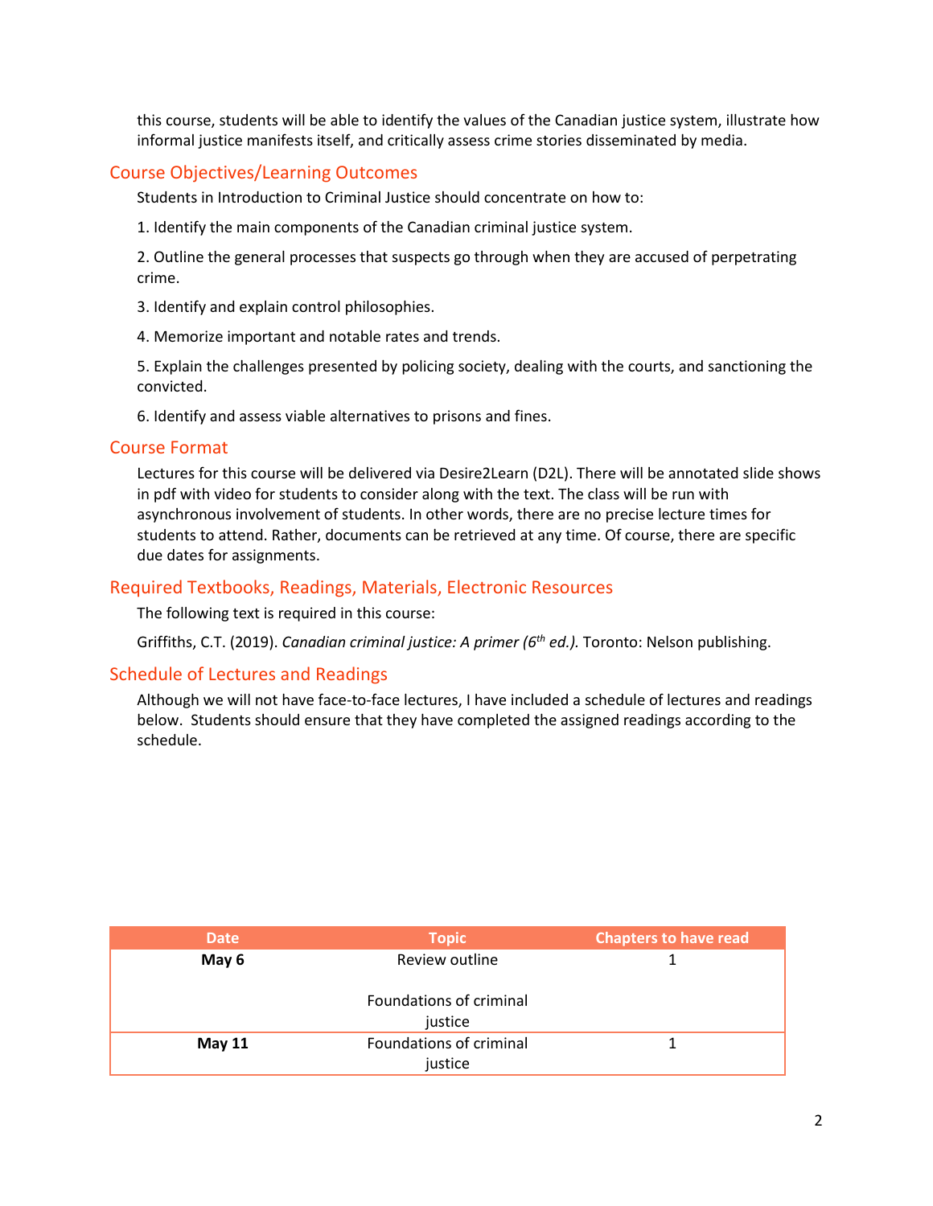this course, students will be able to identify the values of the Canadian justice system, illustrate how informal justice manifests itself, and critically assess crime stories disseminated by media.

## Course Objectives/Learning Outcomes

Students in Introduction to Criminal Justice should concentrate on how to:

1. Identify the main components of the Canadian criminal justice system.

2. Outline the general processes that suspects go through when they are accused of perpetrating crime.

3. Identify and explain control philosophies.

4. Memorize important and notable rates and trends.

5. Explain the challenges presented by policing society, dealing with the courts, and sanctioning the convicted.

6. Identify and assess viable alternatives to prisons and fines.

## Course Format

Lectures for this course will be delivered via Desire2Learn (D2L). There will be annotated slide shows in pdf with video for students to consider along with the text. The class will be run with asynchronous involvement of students. In other words, there are no precise lecture times for students to attend. Rather, documents can be retrieved at any time. Of course, there are specific due dates for assignments.

## Required Textbooks, Readings, Materials, Electronic Resources

The following text is required in this course:

Griffiths, C.T. (2019). *Canadian criminal justice: A primer (6th ed.).* Toronto: Nelson publishing.

## Schedule of Lectures and Readings

Although we will not have face-to-face lectures, I have included a schedule of lectures and readings below. Students should ensure that they have completed the assigned readings according to the schedule.

| Date | Topic | Chapters to have read |
|---|---|---|
| **May 6** | Review outline<br><br>Foundations of criminal justice | 1 |
| **May 11** | Foundations of criminal justice | 1 |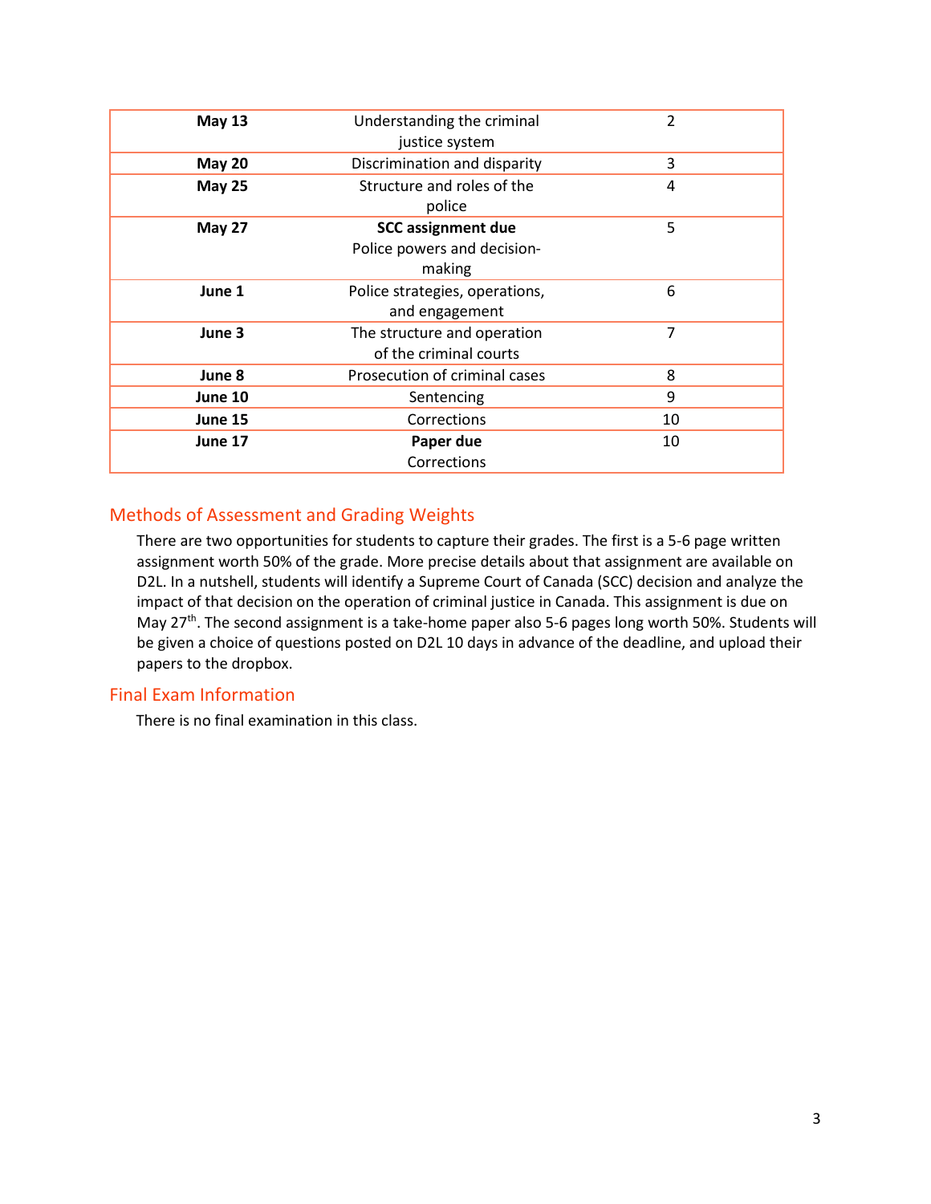| **May 13** | Understanding the criminal justice system | 2 |
|---|---|---|
| **May 20** | Discrimination and disparity | 3 |
| **May 25** | Structure and roles of the police | 4 |
| **May 27** | **SCC assignment due** Police powers and decision-making | 5 |
| **June 1** | Police strategies, operations, and engagement | 6 |
| **June 3** | The structure and operation of the criminal courts | 7 |
| **June 8** | Prosecution of criminal cases | 8 |
| **June 10** | Sentencing | 9 |
| **June 15** | Corrections | 10 |
| **June 17** | **Paper due** Corrections | 10 |

## Methods of Assessment and Grading Weights

There are two opportunities for students to capture their grades. The first is a 5-6 page written assignment worth 50% of the grade. More precise details about that assignment are available on D2L. In a nutshell, students will identify a Supreme Court of Canada (SCC) decision and analyze the impact of that decision on the operation of criminal justice in Canada. This assignment is due on May 27th. The second assignment is a take-home paper also 5-6 pages long worth 50%. Students will be given a choice of questions posted on D2L 10 days in advance of the deadline, and upload their papers to the dropbox.

## Final Exam Information

There is no final examination in this class.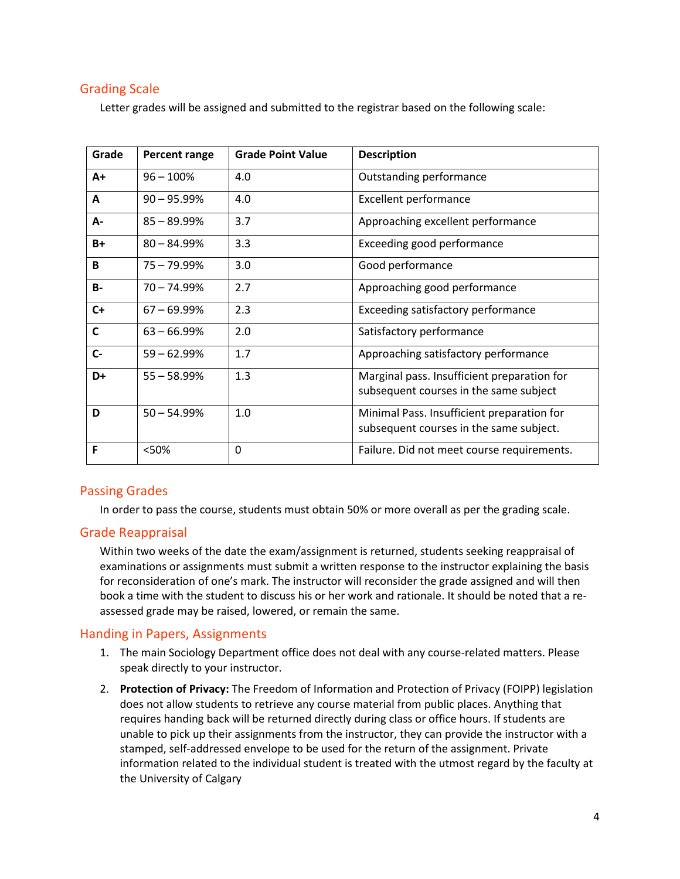## Grading Scale

Letter grades will be assigned and submitted to the registrar based on the following scale:

| Grade | Percent range | Grade Point Value | Description |
|---|---|---|---|
| **A+** | 96 – 100% | 4.0 | Outstanding performance |
| **A** | 90 – 95.99% | 4.0 | Excellent performance |
| **A-** | 85 – 89.99% | 3.7 | Approaching excellent performance |
| **B+** | 80 – 84.99% | 3.3 | Exceeding good performance |
| **B** | 75 – 79.99% | 3.0 | Good performance |
| **B-** | 70 – 74.99% | 2.7 | Approaching good performance |
| **C+** | 67 – 69.99% | 2.3 | Exceeding satisfactory performance |
| **C** | 63 – 66.99% | 2.0 | Satisfactory performance |
| **C-** | 59 – 62.99% | 1.7 | Approaching satisfactory performance |
| **D+** | 55 – 58.99% | 1.3 | Marginal pass. Insufficient preparation for subsequent courses in the same subject |
| **D** | 50 – 54.99% | 1.0 | Minimal Pass. Insufficient preparation for subsequent courses in the same subject. |
| **F** | <50% | 0 | Failure. Did not meet course requirements. |

## Passing Grades

In order to pass the course, students must obtain 50% or more overall as per the grading scale.

## Grade Reappraisal

Within two weeks of the date the exam/assignment is returned, students seeking reappraisal of examinations or assignments must submit a written response to the instructor explaining the basis for reconsideration of one's mark. The instructor will reconsider the grade assigned and will then book a time with the student to discuss his or her work and rationale. It should be noted that a re-assessed grade may be raised, lowered, or remain the same.

## Handing in Papers, Assignments

1. The main Sociology Department office does not deal with any course-related matters. Please speak directly to your instructor.
2. **Protection of Privacy:** The Freedom of Information and Protection of Privacy (FOIPP) legislation does not allow students to retrieve any course material from public places. Anything that requires handing back will be returned directly during class or office hours. If students are unable to pick up their assignments from the instructor, they can provide the instructor with a stamped, self-addressed envelope to be used for the return of the assignment. Private information related to the individual student is treated with the utmost regard by the faculty at the University of Calgary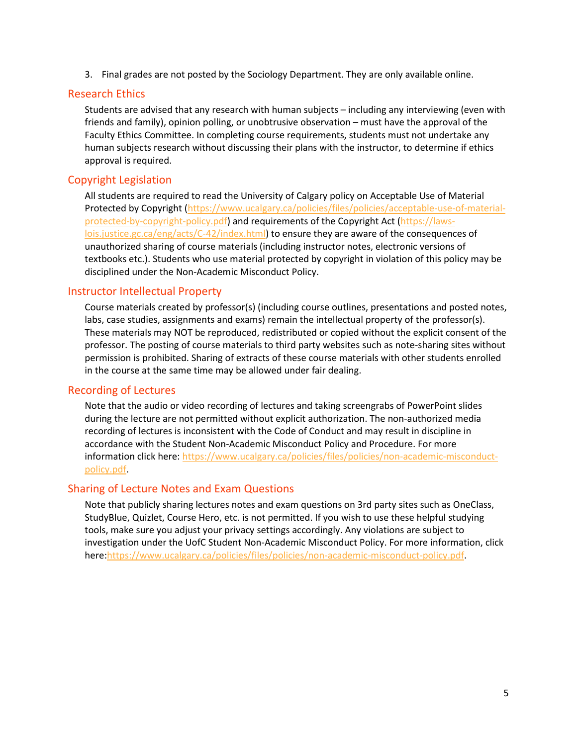3. Final grades are not posted by the Sociology Department. They are only available online.

## Research Ethics

Students are advised that any research with human subjects – including any interviewing (even with friends and family), opinion polling, or unobtrusive observation – must have the approval of the Faculty Ethics Committee. In completing course requirements, students must not undertake any human subjects research without discussing their plans with the instructor, to determine if ethics approval is required.

## Copyright Legislation

All students are required to read the University of Calgary policy on Acceptable Use of Material Protected by Copyright (https://www.ucalgary.ca/policies/files/policies/acceptable-use-of-material-protected-by-copyright-policy.pdf) and requirements of the Copyright Act (https://laws-lois.justice.gc.ca/eng/acts/C-42/index.html) to ensure they are aware of the consequences of unauthorized sharing of course materials (including instructor notes, electronic versions of textbooks etc.). Students who use material protected by copyright in violation of this policy may be disciplined under the Non-Academic Misconduct Policy.

## Instructor Intellectual Property

Course materials created by professor(s) (including course outlines, presentations and posted notes, labs, case studies, assignments and exams) remain the intellectual property of the professor(s). These materials may NOT be reproduced, redistributed or copied without the explicit consent of the professor. The posting of course materials to third party websites such as note-sharing sites without permission is prohibited. Sharing of extracts of these course materials with other students enrolled in the course at the same time may be allowed under fair dealing.

## Recording of Lectures

Note that the audio or video recording of lectures and taking screengrabs of PowerPoint slides during the lecture are not permitted without explicit authorization. The non-authorized media recording of lectures is inconsistent with the Code of Conduct and may result in discipline in accordance with the Student Non-Academic Misconduct Policy and Procedure. For more information click here: https://www.ucalgary.ca/policies/files/policies/non-academic-misconduct-policy.pdf.

## Sharing of Lecture Notes and Exam Questions

Note that publicly sharing lectures notes and exam questions on 3rd party sites such as OneClass, StudyBlue, Quizlet, Course Hero, etc. is not permitted. If you wish to use these helpful studying tools, make sure you adjust your privacy settings accordingly. Any violations are subject to investigation under the UofC Student Non-Academic Misconduct Policy. For more information, click here:https://www.ucalgary.ca/policies/files/policies/non-academic-misconduct-policy.pdf.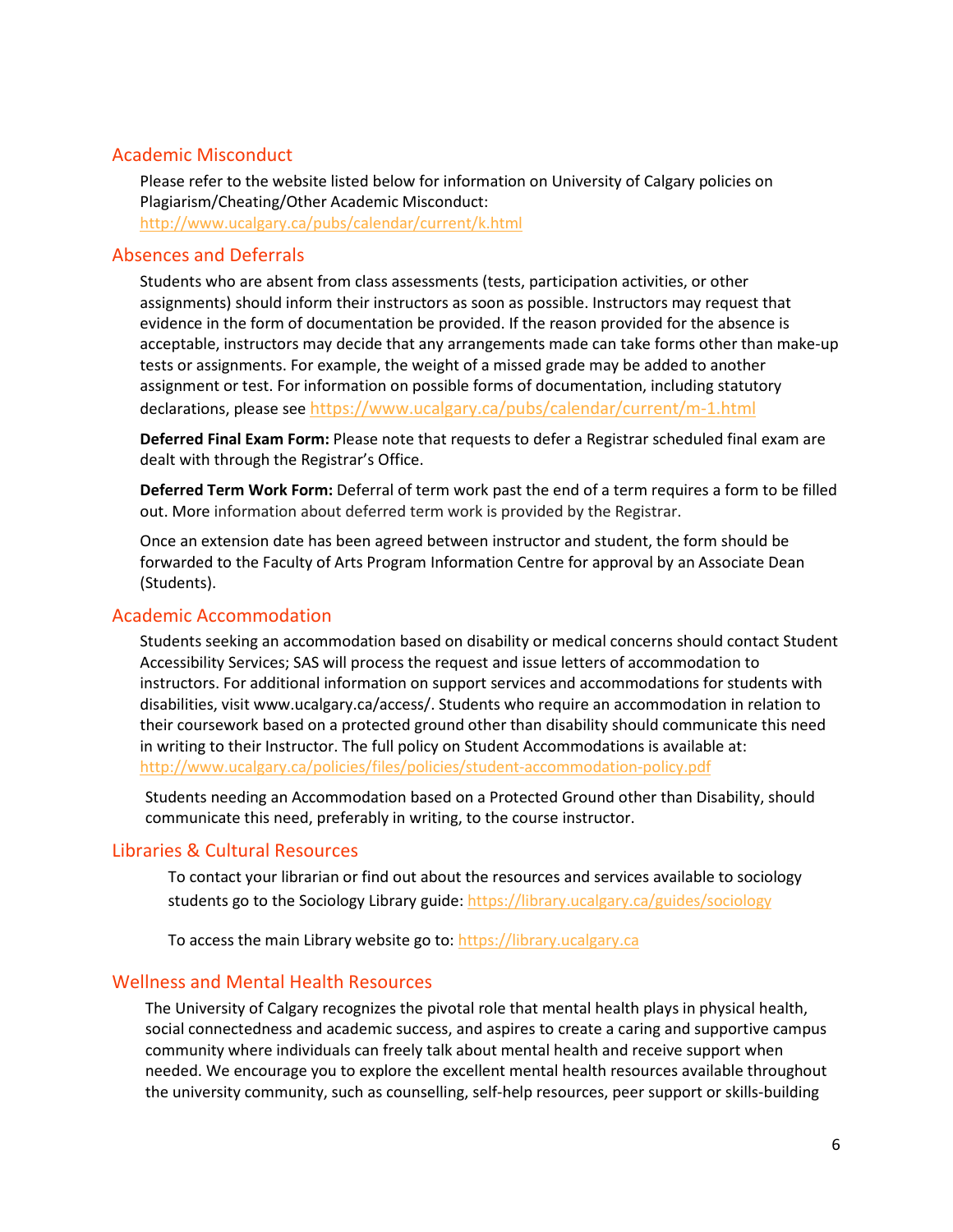## Academic Misconduct

Please refer to the website listed below for information on University of Calgary policies on Plagiarism/Cheating/Other Academic Misconduct:
http://www.ucalgary.ca/pubs/calendar/current/k.html

## Absences and Deferrals

Students who are absent from class assessments (tests, participation activities, or other assignments) should inform their instructors as soon as possible. Instructors may request that evidence in the form of documentation be provided. If the reason provided for the absence is acceptable, instructors may decide that any arrangements made can take forms other than make-up tests or assignments. For example, the weight of a missed grade may be added to another assignment or test. For information on possible forms of documentation, including statutory declarations, please see https://www.ucalgary.ca/pubs/calendar/current/m-1.html

**Deferred Final Exam Form:** Please note that requests to defer a Registrar scheduled final exam are dealt with through the Registrar's Office.

**Deferred Term Work Form:** Deferral of term work past the end of a term requires a form to be filled out. More information about deferred term work is provided by the Registrar.

Once an extension date has been agreed between instructor and student, the form should be forwarded to the Faculty of Arts Program Information Centre for approval by an Associate Dean (Students).

## Academic Accommodation

Students seeking an accommodation based on disability or medical concerns should contact Student Accessibility Services; SAS will process the request and issue letters of accommodation to instructors. For additional information on support services and accommodations for students with disabilities, visit www.ucalgary.ca/access/. Students who require an accommodation in relation to their coursework based on a protected ground other than disability should communicate this need in writing to their Instructor. The full policy on Student Accommodations is available at: http://www.ucalgary.ca/policies/files/policies/student-accommodation-policy.pdf

Students needing an Accommodation based on a Protected Ground other than Disability, should communicate this need, preferably in writing, to the course instructor.

## Libraries & Cultural Resources

To contact your librarian or find out about the resources and services available to sociology students go to the Sociology Library guide: https://library.ucalgary.ca/guides/sociology

To access the main Library website go to: https://library.ucalgary.ca

## Wellness and Mental Health Resources

The University of Calgary recognizes the pivotal role that mental health plays in physical health, social connectedness and academic success, and aspires to create a caring and supportive campus community where individuals can freely talk about mental health and receive support when needed. We encourage you to explore the excellent mental health resources available throughout the university community, such as counselling, self-help resources, peer support or skills-building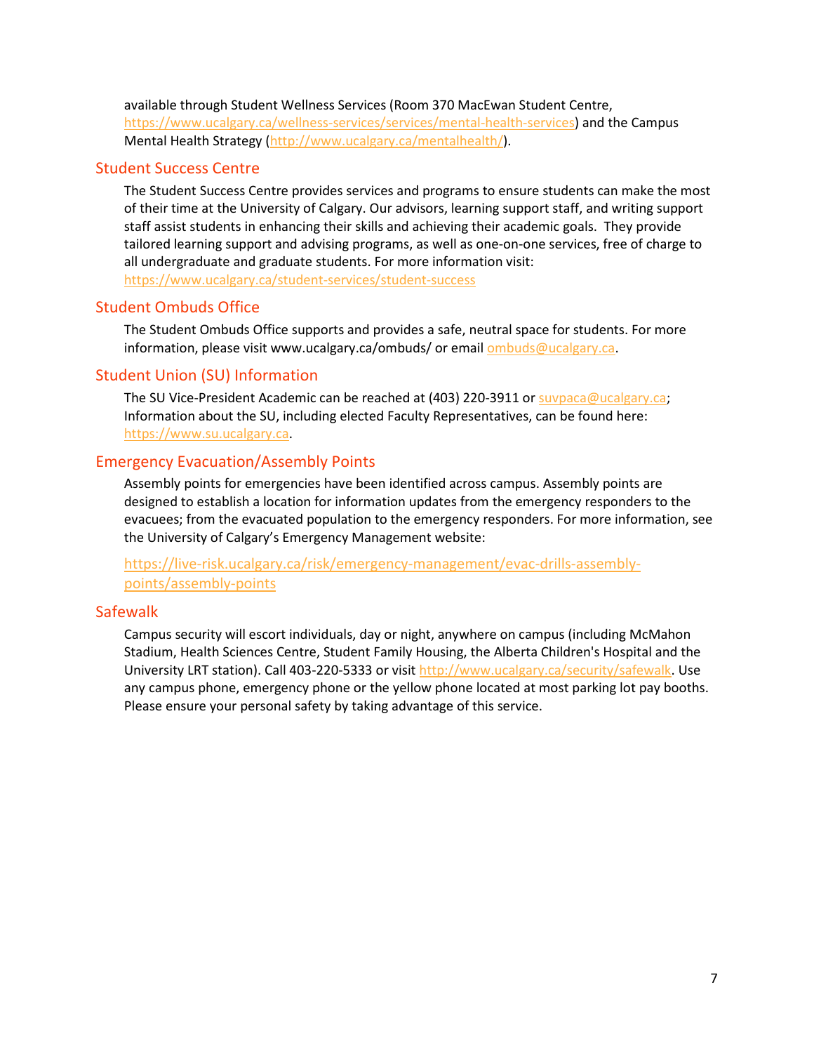available through Student Wellness Services (Room 370 MacEwan Student Centre, https://www.ucalgary.ca/wellness-services/services/mental-health-services) and the Campus Mental Health Strategy (http://www.ucalgary.ca/mentalhealth/).

## Student Success Centre

The Student Success Centre provides services and programs to ensure students can make the most of their time at the University of Calgary. Our advisors, learning support staff, and writing support staff assist students in enhancing their skills and achieving their academic goals. They provide tailored learning support and advising programs, as well as one-on-one services, free of charge to all undergraduate and graduate students. For more information visit: https://www.ucalgary.ca/student-services/student-success

## Student Ombuds Office

The Student Ombuds Office supports and provides a safe, neutral space for students. For more information, please visit www.ucalgary.ca/ombuds/ or email ombuds@ucalgary.ca.

## Student Union (SU) Information

The SU Vice-President Academic can be reached at (403) 220-3911 or suvpaca@ucalgary.ca; Information about the SU, including elected Faculty Representatives, can be found here: https://www.su.ucalgary.ca.

## Emergency Evacuation/Assembly Points

Assembly points for emergencies have been identified across campus. Assembly points are designed to establish a location for information updates from the emergency responders to the evacuees; from the evacuated population to the emergency responders. For more information, see the University of Calgary's Emergency Management website:

https://live-risk.ucalgary.ca/risk/emergency-management/evac-drills-assembly-points/assembly-points

## Safewalk

Campus security will escort individuals, day or night, anywhere on campus (including McMahon Stadium, Health Sciences Centre, Student Family Housing, the Alberta Children's Hospital and the University LRT station). Call 403-220-5333 or visit http://www.ucalgary.ca/security/safewalk. Use any campus phone, emergency phone or the yellow phone located at most parking lot pay booths. Please ensure your personal safety by taking advantage of this service.